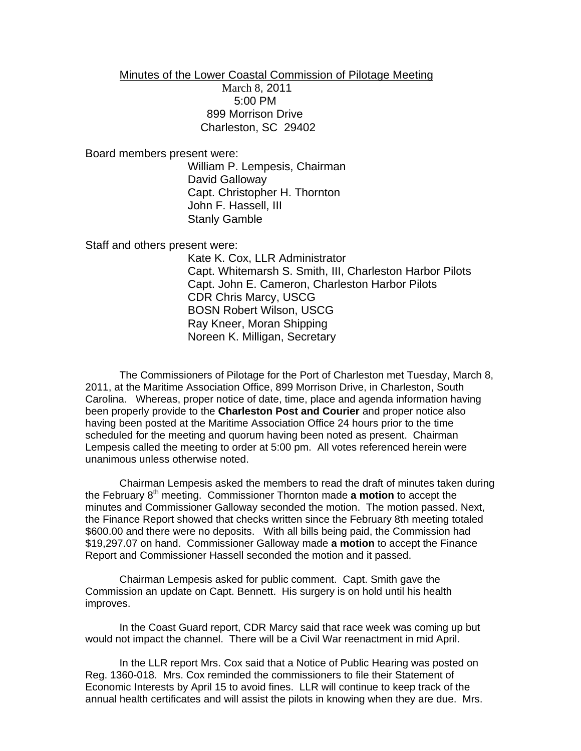# Minutes of the Lower Coastal Commission of Pilotage Meeting

March 8, 2011
5:00 PM
899 Morrison Drive
Charleston, SC 29402

Board members present were:

William P. Lempesis, Chairman
David Galloway
Capt. Christopher H. Thornton
John F. Hassell, III
Stanly Gamble

Staff and others present were:

Kate K. Cox, LLR Administrator
Capt. Whitemarsh S. Smith, III, Charleston Harbor Pilots
Capt. John E. Cameron, Charleston Harbor Pilots
CDR Chris Marcy, USCG
BOSN Robert Wilson, USCG
Ray Kneer, Moran Shipping
Noreen K. Milligan, Secretary

The Commissioners of Pilotage for the Port of Charleston met Tuesday, March 8, 2011, at the Maritime Association Office, 899 Morrison Drive, in Charleston, South Carolina. Whereas, proper notice of date, time, place and agenda information having been properly provide to the **Charleston Post and Courier** and proper notice also having been posted at the Maritime Association Office 24 hours prior to the time scheduled for the meeting and quorum having been noted as present. Chairman Lempesis called the meeting to order at 5:00 pm. All votes referenced herein were unanimous unless otherwise noted.

Chairman Lempesis asked the members to read the draft of minutes taken during the February 8th meeting. Commissioner Thornton made **a motion** to accept the minutes and Commissioner Galloway seconded the motion. The motion passed. Next, the Finance Report showed that checks written since the February 8th meeting totaled $600.00 and there were no deposits. With all bills being paid, the Commission had $19,297.07 on hand. Commissioner Galloway made **a motion** to accept the Finance Report and Commissioner Hassell seconded the motion and it passed.

Chairman Lempesis asked for public comment. Capt. Smith gave the Commission an update on Capt. Bennett. His surgery is on hold until his health improves.

In the Coast Guard report, CDR Marcy said that race week was coming up but would not impact the channel. There will be a Civil War reenactment in mid April.

In the LLR report Mrs. Cox said that a Notice of Public Hearing was posted on Reg. 1360-018. Mrs. Cox reminded the commissioners to file their Statement of Economic Interests by April 15 to avoid fines. LLR will continue to keep track of the annual health certificates and will assist the pilots in knowing when they are due. Mrs.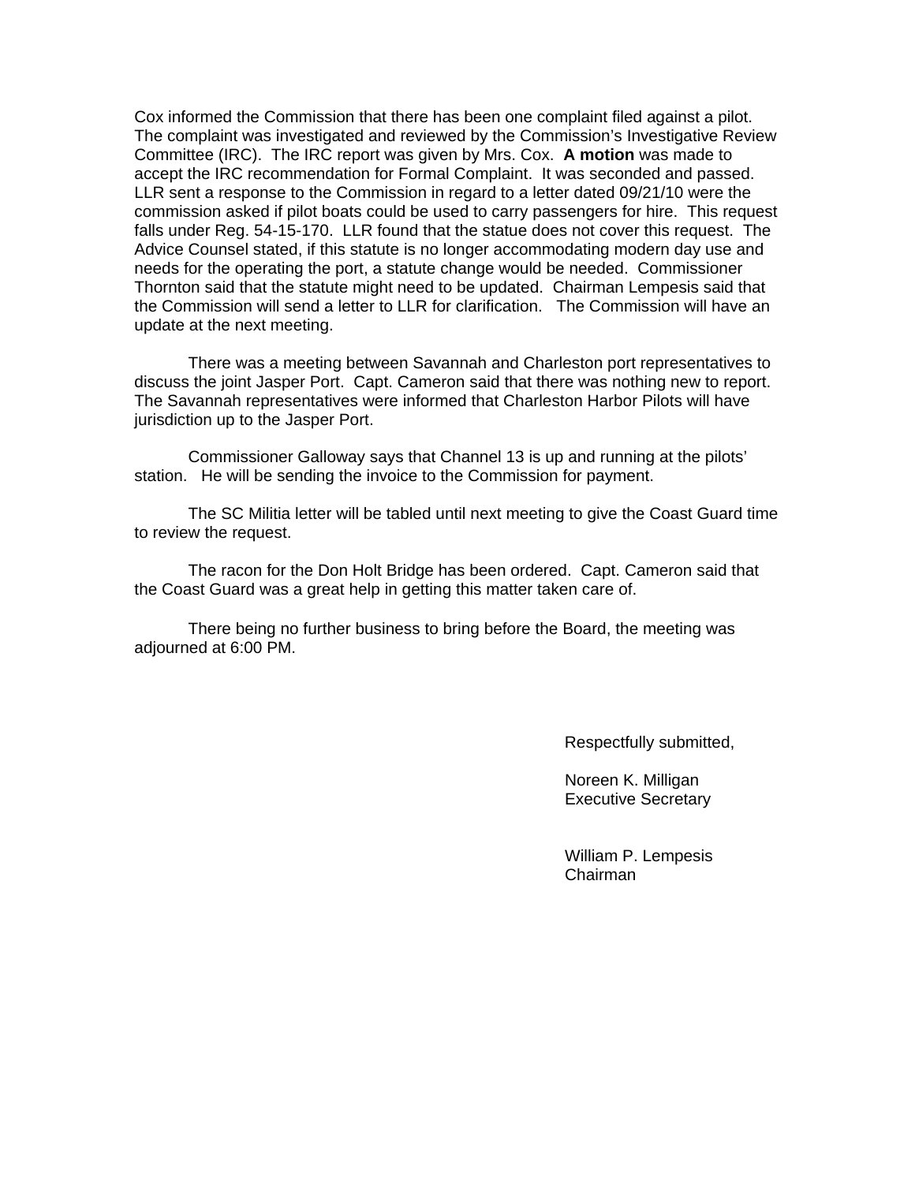Cox informed the Commission that there has been one complaint filed against a pilot. The complaint was investigated and reviewed by the Commission's Investigative Review Committee (IRC). The IRC report was given by Mrs. Cox. **A motion** was made to accept the IRC recommendation for Formal Complaint. It was seconded and passed. LLR sent a response to the Commission in regard to a letter dated 09/21/10 were the commission asked if pilot boats could be used to carry passengers for hire. This request falls under Reg. 54-15-170. LLR found that the statue does not cover this request. The Advice Counsel stated, if this statute is no longer accommodating modern day use and needs for the operating the port, a statute change would be needed. Commissioner Thornton said that the statute might need to be updated. Chairman Lempesis said that the Commission will send a letter to LLR for clarification. The Commission will have an update at the next meeting.

There was a meeting between Savannah and Charleston port representatives to discuss the joint Jasper Port. Capt. Cameron said that there was nothing new to report. The Savannah representatives were informed that Charleston Harbor Pilots will have jurisdiction up to the Jasper Port.

Commissioner Galloway says that Channel 13 is up and running at the pilots' station. He will be sending the invoice to the Commission for payment.

The SC Militia letter will be tabled until next meeting to give the Coast Guard time to review the request.

The racon for the Don Holt Bridge has been ordered. Capt. Cameron said that the Coast Guard was a great help in getting this matter taken care of.

There being no further business to bring before the Board, the meeting was adjourned at 6:00 PM.

Respectfully submitted,

Noreen K. Milligan
Executive Secretary

William P. Lempesis
Chairman